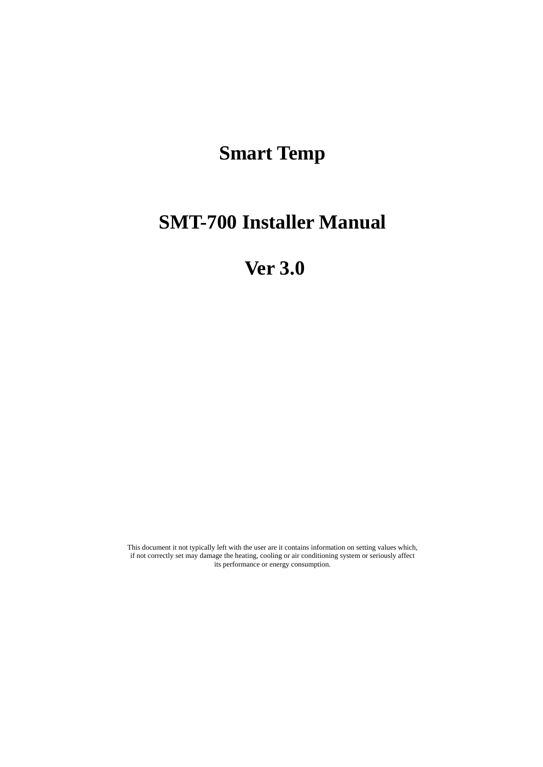# Smart Temp

# SMT-700 Installer Manual

# Ver 3.0

This document it not typically left with the user are it contains information on setting values which, if not correctly set may damage the heating, cooling or air conditioning system or seriously affect its performance or energy consumption.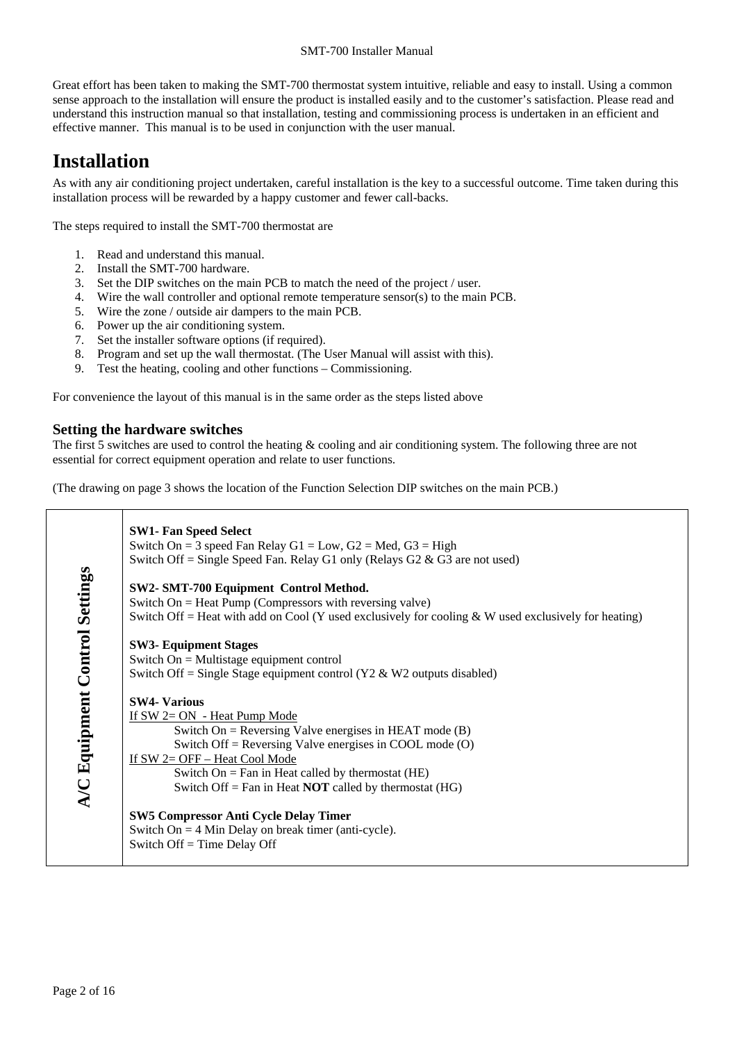Great effort has been taken to making the SMT-700 thermostat system intuitive, reliable and easy to install. Using a common sense approach to the installation will ensure the product is installed easily and to the customer's satisfaction. Please read and understand this instruction manual so that installation, testing and commissioning process is undertaken in an efficient and effective manner. This manual is to be used in conjunction with the user manual.

# Installation

As with any air conditioning project undertaken, careful installation is the key to a successful outcome. Time taken during this installation process will be rewarded by a happy customer and fewer call-backs.

The steps required to install the SMT-700 thermostat are

1. Read and understand this manual.
2. Install the SMT-700 hardware.
3. Set the DIP switches on the main PCB to match the need of the project / user.
4. Wire the wall controller and optional remote temperature sensor(s) to the main PCB.
5. Wire the zone / outside air dampers to the main PCB.
6. Power up the air conditioning system.
7. Set the installer software options (if required).
8. Program and set up the wall thermostat. (The User Manual will assist with this).
9. Test the heating, cooling and other functions – Commissioning.

For convenience the layout of this manual is in the same order as the steps listed above

### Setting the hardware switches

The first 5 switches are used to control the heating & cooling and air conditioning system. The following three are not essential for correct equipment operation and relate to user functions.

(The drawing on page 3 shows the location of the Function Selection DIP switches on the main PCB.)

**A/C Equipment Control Settings**

**SW1- Fan Speed Select**
Switch On = 3 speed Fan Relay G1 = Low, G2 = Med, G3 = High
Switch Off = Single Speed Fan. Relay G1 only (Relays G2 & G3 are not used)

**SW2- SMT-700 Equipment Control Method.**
Switch On = Heat Pump (Compressors with reversing valve)
Switch Off = Heat with add on Cool (Y used exclusively for cooling & W used exclusively for heating)

**SW3- Equipment Stages**
Switch On = Multistage equipment control
Switch Off = Single Stage equipment control (Y2 & W2 outputs disabled)

**SW4- Various**
<u>If SW 2= ON - Heat Pump Mode</u>
- Switch On = Reversing Valve energises in HEAT mode (B)
- Switch Off = Reversing Valve energises in COOL mode (O)

<u>If SW 2= OFF – Heat Cool Mode</u>
- Switch On = Fan in Heat called by thermostat (HE)
- Switch Off = Fan in Heat **NOT** called by thermostat (HG)

**SW5 Compressor Anti Cycle Delay Timer**
Switch On = 4 Min Delay on break timer (anti-cycle).
Switch Off = Time Delay Off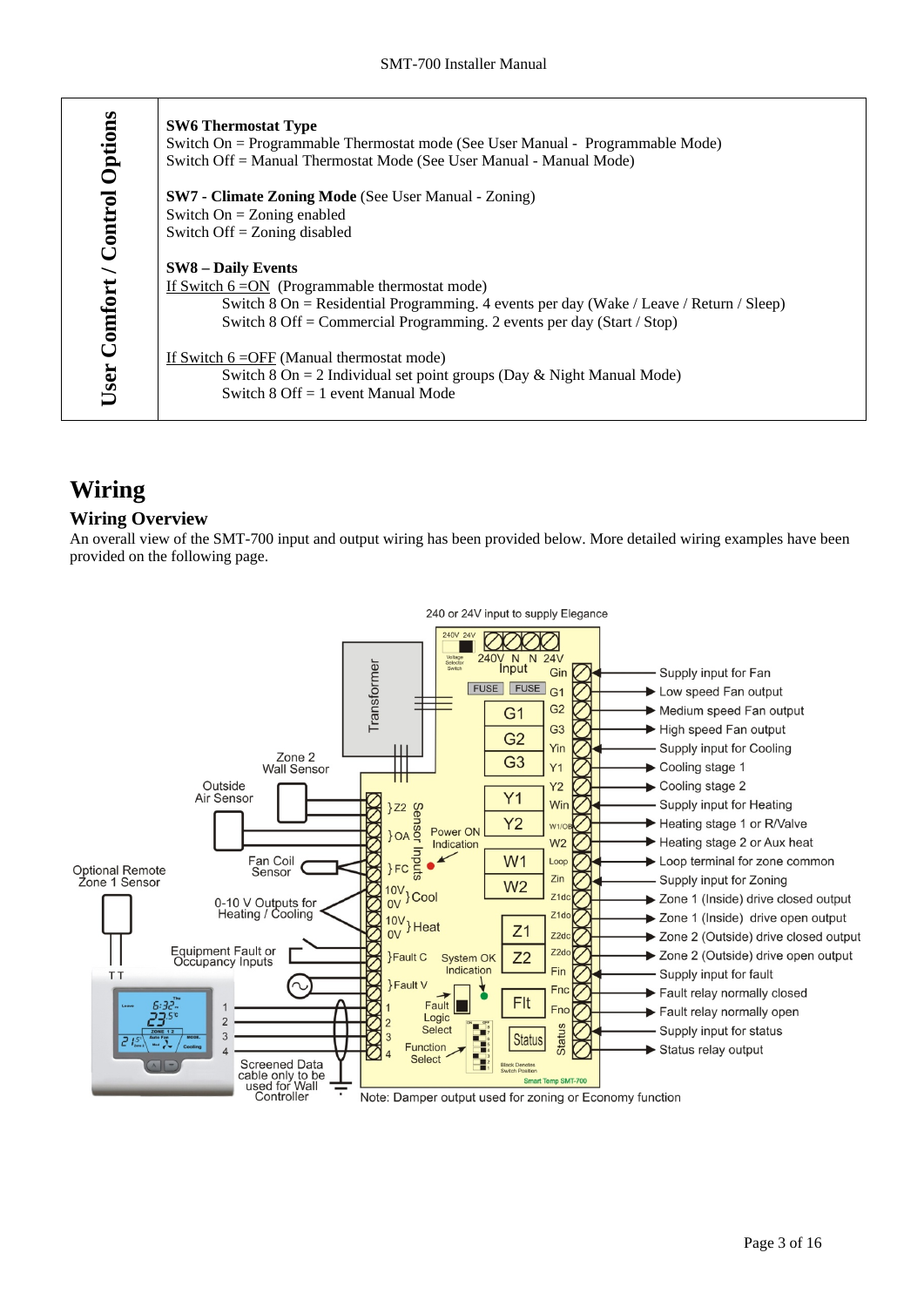| User Comfort / Control Options | |
|---|---|
| | **SW6 Thermostat Type**<br>Switch On = Programmable Thermostat mode (See User Manual - Programmable Mode)<br>Switch Off = Manual Thermostat Mode (See User Manual - Manual Mode)<br><br>**SW7 - Climate Zoning Mode** (See User Manual - Zoning)<br>Switch On = Zoning enabled<br>Switch Off = Zoning disabled<br><br>**SW8 – Daily Events**<br>If Switch 6 =ON (Programmable thermostat mode)<br>Switch 8 On = Residential Programming. 4 events per day (Wake / Leave / Return / Sleep)<br>Switch 8 Off = Commercial Programming. 2 events per day (Start / Stop)<br><br>If Switch 6 =OFF (Manual thermostat mode)<br>Switch 8 On = 2 Individual set point groups (Day & Night Manual Mode)<br>Switch 8 Off = 1 event Manual Mode |

# Wiring

## Wiring Overview

An overall view of the SMT-700 input and output wiring has been provided below. More detailed wiring examples have been provided on the following page.

240 or 24V input to supply Elegance

Transformer | 240V 24V Voltage Selector Switch | 240V N N 24V Input | FUSE FUSE

Zone 2 Wall Sensor | Outside Air Sensor | Fan Coil Sensor | Optional Remote Zone 1 Sensor | 0-10 V Outputs for Heating / Cooling | Equipment Fault or Occupancy Inputs | Screened Data cable only to be used for Wall Controller

Sensor Inputs: Z2, OA, FC | 10V 0V Cool | 10V 0V Heat | Fault C | Fault V | 1 2 3 4

Power ON Indication | System OK Indication | Fault Logic Select | Function Select | Black Denotes Switch Position | Smart Temp SMT-700

Relays: G1, G2, G3, Y1, Y2, W1, W2, Z1, Z2, Flt, Status

- Gin – Supply input for Fan
- G1 – Low speed Fan output
- G2 – Medium speed Fan output
- G3 – High speed Fan output
- Yin – Supply input for Cooling
- Y1 – Cooling stage 1
- Y2 – Cooling stage 2
- Win – Supply input for Heating
- W1/OB – Heating stage 1 or R/Valve
- W2 – Heating stage 2 or Aux heat
- Loop – Loop terminal for zone common
- Zin – Supply input for Zoning
- Z1dc – Zone 1 (Inside) drive closed output
- Z1do – Zone 1 (Inside) drive open output
- Z2dc – Zone 2 (Outside) drive closed output
- Z2do – Zone 2 (Outside) drive open output
- Fin – Supply input for fault
- Fnc – Fault relay normally closed
- Fno – Fault relay normally open
- Status – Supply input for status
- Status – Status relay output

Note: Damper output used for zoning or Economy function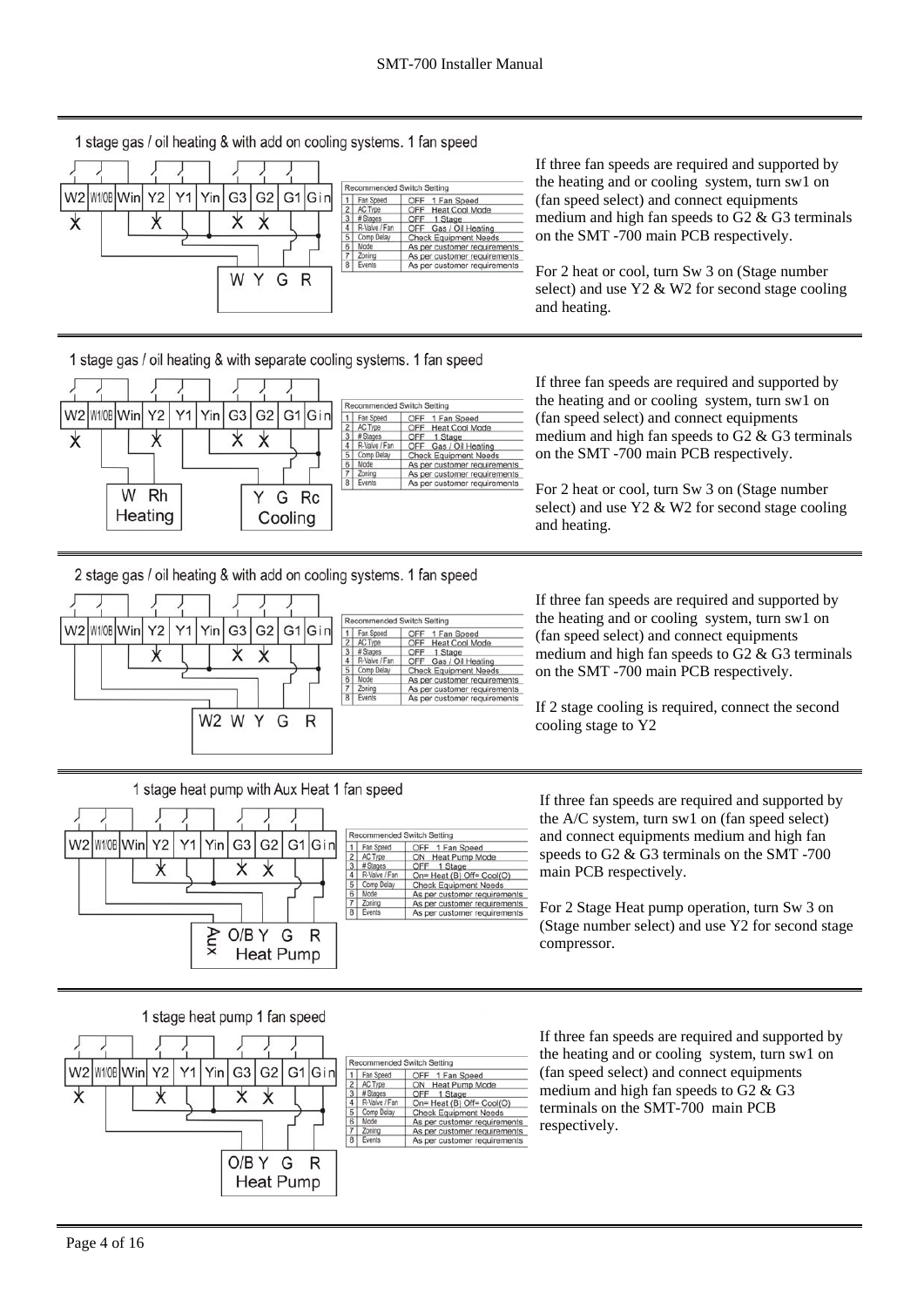## 1 stage gas / oil heating & with add on cooling systems. 1 fan speed

W2 | W1/OB | Win | Y2 | Y1 | Yin | G3 | G2 | G1 | Gin

W Y G R

| | Recommended Switch Setting | |
|---|---|---|
| 1 | Fan Speed | OFF 1 Fan Speed |
| 2 | AC Type | OFF Heat Cool Mode |
| 3 | # Stages | OFF 1 Stage |
| 4 | R-Valve / Fan | OFF Gas / Oil Heating |
| 5 | Comp Delay | Check Equipment Needs |
| 6 | Mode | As per customer requirements |
| 7 | Zoning | As per customer requirements |
| 8 | Events | As per customer requirements |

If three fan speeds are required and supported by the heating and or cooling system, turn sw1 on (fan speed select) and connect equipments medium and high fan speeds to G2 & G3 terminals on the SMT -700 main PCB respectively.

For 2 heat or cool, turn Sw 3 on (Stage number select) and use Y2 & W2 for second stage cooling and heating.

## 1 stage gas / oil heating & with separate cooling systems. 1 fan speed

W2 | W1/OB | Win | Y2 | Y1 | Yin | G3 | G2 | G1 | Gin

W Rh Heating — Y G Rc Cooling

| | Recommended Switch Setting | |
|---|---|---|
| 1 | Fan Speed | OFF 1 Fan Speed |
| 2 | AC Type | OFF Heat Cool Mode |
| 3 | # Stages | OFF 1 Stage |
| 4 | R-Valve / Fan | OFF Gas / Oil Heating |
| 5 | Comp Delay | Check Equipment Needs |
| 6 | Mode | As per customer requirements |
| 7 | Zoning | As per customer requirements |
| 8 | Events | As per customer requirements |

If three fan speeds are required and supported by the heating and or cooling system, turn sw1 on (fan speed select) and connect equipments medium and high fan speeds to G2 & G3 terminals on the SMT -700 main PCB respectively.

For 2 heat or cool, turn Sw 3 on (Stage number select) and use Y2 & W2 for second stage cooling and heating.

## 2 stage gas / oil heating & with add on cooling systems. 1 fan speed

W2 | W1/OB | Win | Y2 | Y1 | Yin | G3 | G2 | G1 | Gin

W2 W Y G R

| | Recommended Switch Setting | |
|---|---|---|
| 1 | Fan Speed | OFF 1 Fan Speed |
| 2 | AC Type | OFF Heat Cool Mode |
| 3 | # Stages | OFF 1 Stage |
| 4 | R-Valve / Fan | OFF Gas / Oil Heating |
| 5 | Comp Delay | Check Equipment Needs |
| 6 | Mode | As per customer requirements |
| 7 | Zoning | As per customer requirements |
| 8 | Events | As per customer requirements |

If three fan speeds are required and supported by the heating and or cooling system, turn sw1 on (fan speed select) and connect equipments medium and high fan speeds to G2 & G3 terminals on the SMT -700 main PCB respectively.

If 2 stage cooling is required, connect the second cooling stage to Y2

## 1 stage heat pump with Aux Heat 1 fan speed

W2 | W1/OB | Win | Y2 | Y1 | Yin | G3 | G2 | G1 | Gin

Aux O/B Y G R Heat Pump

| | Recommended Switch Setting | |
|---|---|---|
| 1 | Fan Speed | OFF 1 Fan Speed |
| 2 | AC Type | ON Heat Pump Mode |
| 3 | # Stages | OFF 1 Stage |
| 4 | R-Valve / Fan | On= Heat (B) Off= Cool(O) |
| 5 | Comp Delay | Check Equipment Needs |
| 6 | Mode | As per customer requirements |
| 7 | Zoning | As per customer requirements |
| 8 | Events | As per customer requirements |

If three fan speeds are required and supported by the A/C system, turn sw1 on (fan speed select) and connect equipments medium and high fan speeds to G2 & G3 terminals on the SMT -700 main PCB respectively.

For 2 Stage Heat pump operation, turn Sw 3 on (Stage number select) and use Y2 for second stage compressor.

## 1 stage heat pump 1 fan speed

W2 | W1/OB | Win | Y2 | Y1 | Yin | G3 | G2 | G1 | Gin

O/B Y G R Heat Pump

| | Recommended Switch Setting | |
|---|---|---|
| 1 | Fan Speed | OFF 1 Fan Speed |
| 2 | AC Type | ON Heat Pump Mode |
| 3 | # Stages | OFF 1 Stage |
| 4 | R-Valve / Fan | On= Heat (B) Off= Cool(O) |
| 5 | Comp Delay | Check Equipment Needs |
| 6 | Mode | As per customer requirements |
| 7 | Zoning | As per customer requirements |
| 8 | Events | As per customer requirements |

If three fan speeds are required and supported by the heating and or cooling system, turn sw1 on (fan speed select) and connect equipments medium and high fan speeds to G2 & G3 terminals on the SMT-700 main PCB respectively.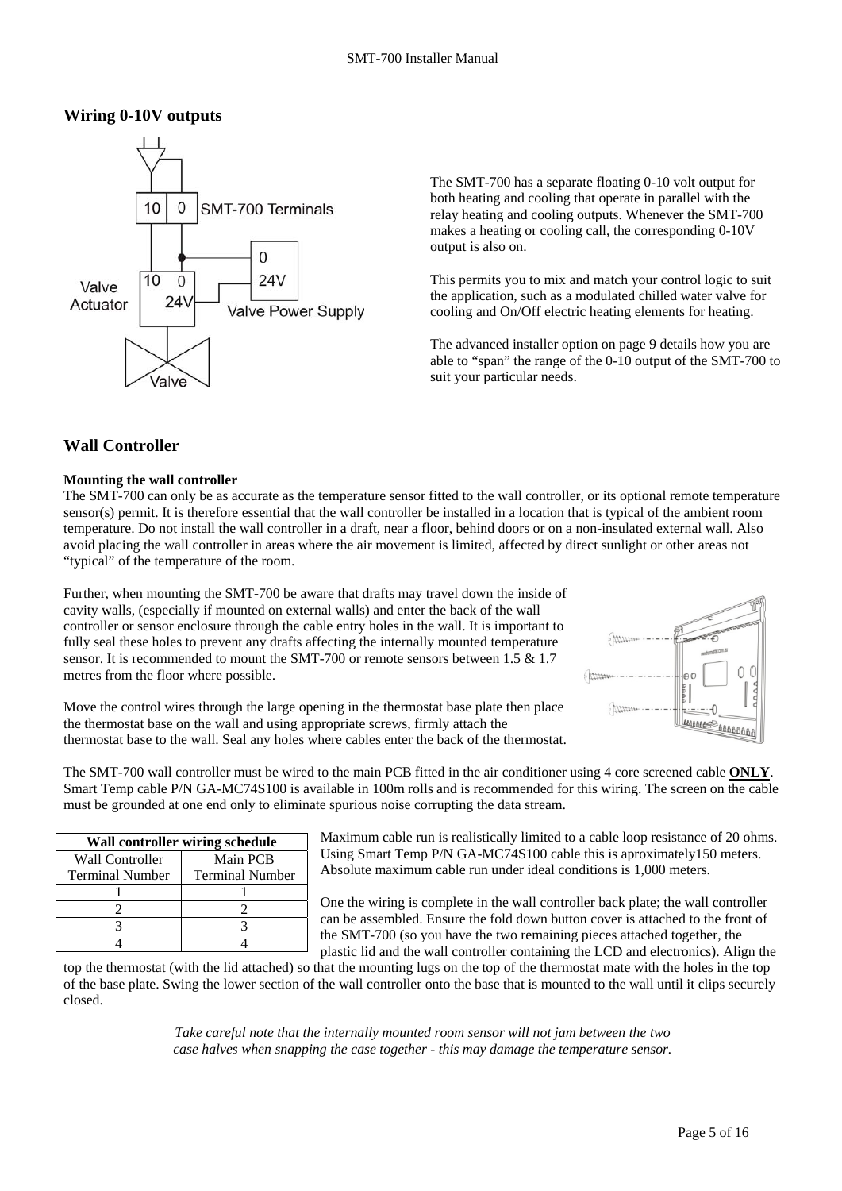## Wiring 0-10V outputs

The SMT-700 has a separate floating 0-10 volt output for both heating and cooling that operate in parallel with the relay heating and cooling outputs. Whenever the SMT-700 makes a heating or cooling call, the corresponding 0-10V output is also on.

This permits you to mix and match your control logic to suit the application, such as a modulated chilled water valve for cooling and On/Off electric heating elements for heating.

The advanced installer option on page 9 details how you are able to "span" the range of the 0-10 output of the SMT-700 to suit your particular needs.

## Wall Controller

**Mounting the wall controller**

The SMT-700 can only be as accurate as the temperature sensor fitted to the wall controller, or its optional remote temperature sensor(s) permit. It is therefore essential that the wall controller be installed in a location that is typical of the ambient room temperature. Do not install the wall controller in a draft, near a floor, behind doors or on a non-insulated external wall. Also avoid placing the wall controller in areas where the air movement is limited, affected by direct sunlight or other areas not "typical" of the temperature of the room.

Further, when mounting the SMT-700 be aware that drafts may travel down the inside of cavity walls, (especially if mounted on external walls) and enter the back of the wall controller or sensor enclosure through the cable entry holes in the wall. It is important to fully seal these holes to prevent any drafts affecting the internally mounted temperature sensor. It is recommended to mount the SMT-700 or remote sensors between 1.5 & 1.7 metres from the floor where possible.

Move the control wires through the large opening in the thermostat base plate then place the thermostat base on the wall and using appropriate screws, firmly attach the thermostat base to the wall. Seal any holes where cables enter the back of the thermostat.

The SMT-700 wall controller must be wired to the main PCB fitted in the air conditioner using 4 core screened cable **ONLY**. Smart Temp cable P/N GA-MC74S100 is available in 100m rolls and is recommended for this wiring. The screen on the cable must be grounded at one end only to eliminate spurious noise corrupting the data stream.

| Wall controller wiring schedule | |
|---|---|
| Wall Controller Terminal Number | Main PCB Terminal Number |
| 1 | 1 |
| 2 | 2 |
| 3 | 3 |
| 4 | 4 |

Maximum cable run is realistically limited to a cable loop resistance of 20 ohms. Using Smart Temp P/N GA-MC74S100 cable this is aproximately150 meters. Absolute maximum cable run under ideal conditions is 1,000 meters.

One the wiring is complete in the wall controller back plate; the wall controller can be assembled. Ensure the fold down button cover is attached to the front of the SMT-700 (so you have the two remaining pieces attached together, the plastic lid and the wall controller containing the LCD and electronics). Align the top the thermostat (with the lid attached) so that the mounting lugs on the top of the thermostat mate with the holes in the top of the base plate. Swing the lower section of the wall controller onto the base that is mounted to the wall until it clips securely closed.

*Take careful note that the internally mounted room sensor will not jam between the two case halves when snapping the case together - this may damage the temperature sensor.*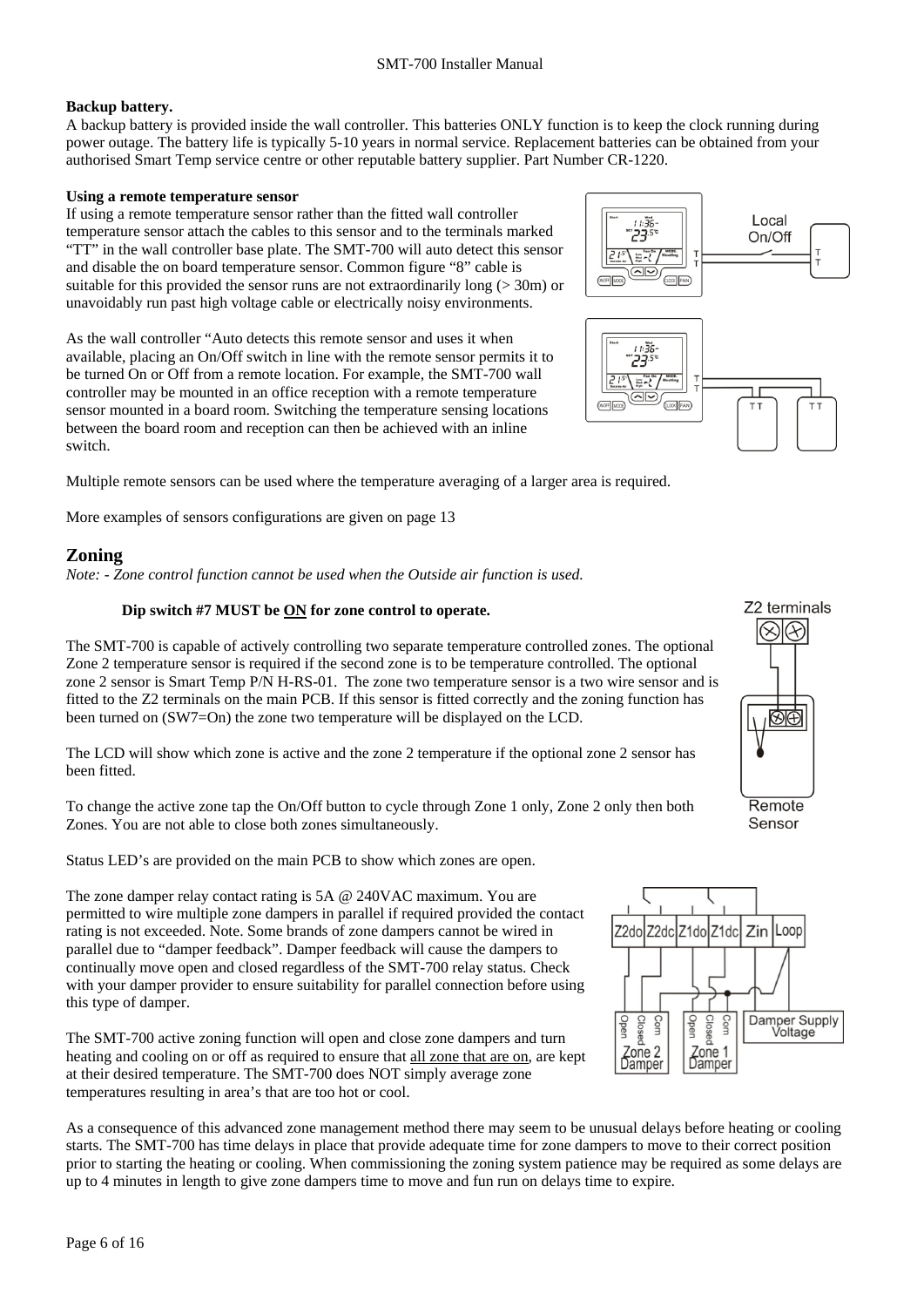**Backup battery.**

A backup battery is provided inside the wall controller. This batteries ONLY function is to keep the clock running during power outage. The battery life is typically 5-10 years in normal service. Replacement batteries can be obtained from your authorised Smart Temp service centre or other reputable battery supplier. Part Number CR-1220.

**Using a remote temperature sensor**

If using a remote temperature sensor rather than the fitted wall controller temperature sensor attach the cables to this sensor and to the terminals marked "TT" in the wall controller base plate. The SMT-700 will auto detect this sensor and disable the on board temperature sensor. Common figure "8" cable is suitable for this provided the sensor runs are not extraordinarily long (> 30m) or unavoidably run past high voltage cable or electrically noisy environments.

As the wall controller "Auto detects this remote sensor and uses it when available, placing an On/Off switch in line with the remote sensor permits it to be turned On or Off from a remote location. For example, the SMT-700 wall controller may be mounted in an office reception with a remote temperature sensor mounted in a board room. Switching the temperature sensing locations between the board room and reception can then be achieved with an inline switch.

Multiple remote sensors can be used where the temperature averaging of a larger area is required.

More examples of sensors configurations are given on page 13

## Zoning

*Note: - Zone control function cannot be used when the Outside air function is used.*

**Dip switch #7 MUST be <u>ON</u> for zone control to operate.**

The SMT-700 is capable of actively controlling two separate temperature controlled zones. The optional Zone 2 temperature sensor is required if the second zone is to be temperature controlled. The optional zone 2 sensor is Smart Temp P/N H-RS-01. The zone two temperature sensor is a two wire sensor and is fitted to the Z2 terminals on the main PCB. If this sensor is fitted correctly and the zoning function has been turned on (SW7=On) the zone two temperature will be displayed on the LCD.

The LCD will show which zone is active and the zone 2 temperature if the optional zone 2 sensor has been fitted.

To change the active zone tap the On/Off button to cycle through Zone 1 only, Zone 2 only then both Zones. You are not able to close both zones simultaneously.

Status LED's are provided on the main PCB to show which zones are open.

The zone damper relay contact rating is 5A @ 240VAC maximum. You are permitted to wire multiple zone dampers in parallel if required provided the contact rating is not exceeded. Note. Some brands of zone dampers cannot be wired in parallel due to "damper feedback". Damper feedback will cause the dampers to continually move open and closed regardless of the SMT-700 relay status. Check with your damper provider to ensure suitability for parallel connection before using this type of damper.

The SMT-700 active zoning function will open and close zone dampers and turn heating and cooling on or off as required to ensure that <u>all zone that are on</u>, are kept at their desired temperature. The SMT-700 does NOT simply average zone temperatures resulting in area's that are too hot or cool.

As a consequence of this advanced zone management method there may seem to be unusual delays before heating or cooling starts. The SMT-700 has time delays in place that provide adequate time for zone dampers to move to their correct position prior to starting the heating or cooling. When commissioning the zoning system patience may be required as some delays are up to 4 minutes in length to give zone dampers time to move and fun run on delays time to expire.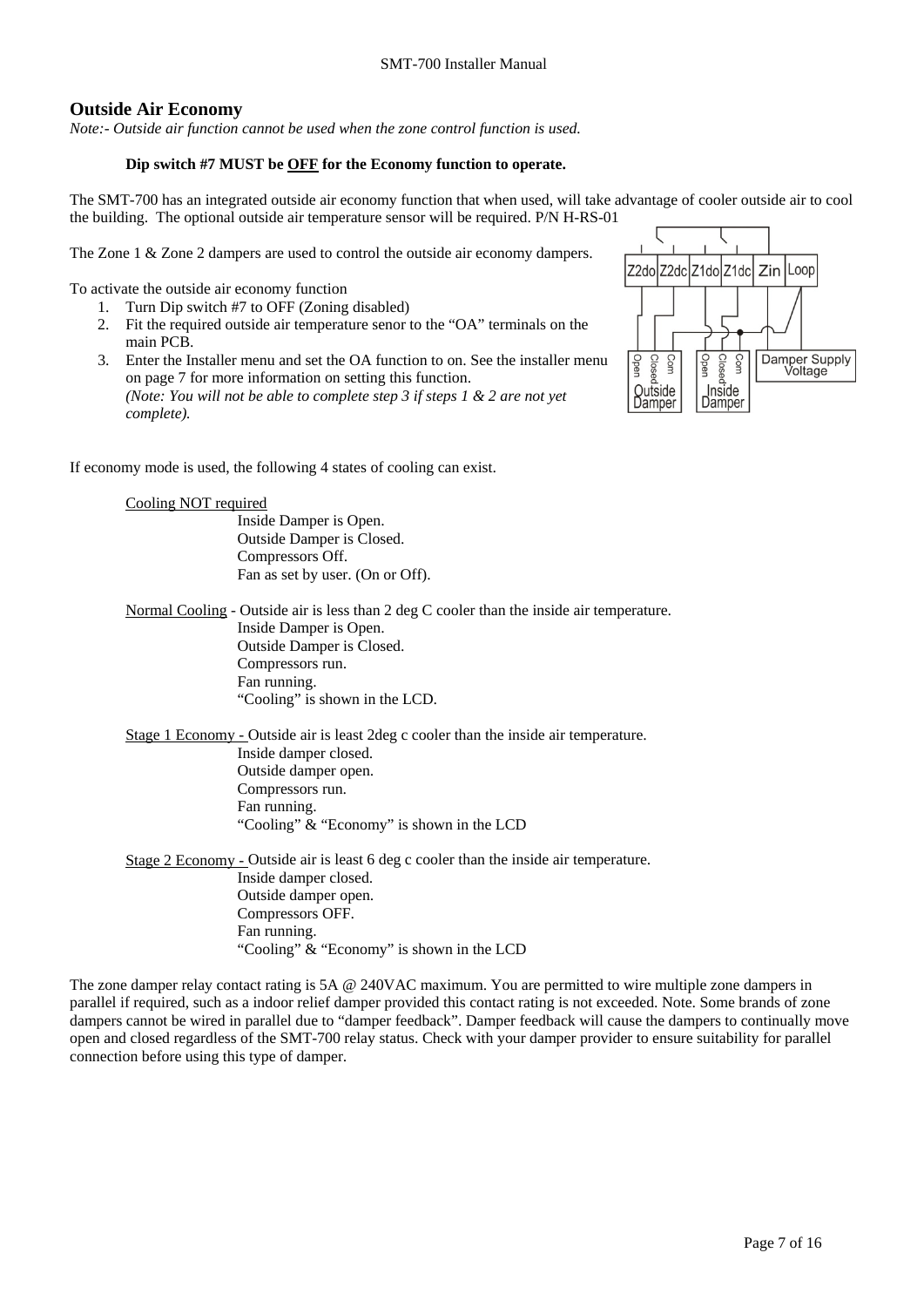## Outside Air Economy

*Note:- Outside air function cannot be used when the zone control function is used.*

**Dip switch #7 MUST be OFF for the Economy function to operate.**

The SMT-700 has an integrated outside air economy function that when used, will take advantage of cooler outside air to cool the building. The optional outside air temperature sensor will be required. P/N H-RS-01

The Zone 1 & Zone 2 dampers are used to control the outside air economy dampers.

To activate the outside air economy function

1. Turn Dip switch #7 to OFF (Zoning disabled)
2. Fit the required outside air temperature senor to the "OA" terminals on the main PCB.
3. Enter the Installer menu and set the OA function to on. See the installer menu on page 7 for more information on setting this function.
   *(Note: You will not be able to complete step 3 if steps 1 & 2 are not yet complete).*

If economy mode is used, the following 4 states of cooling can exist.

Cooling NOT required
- Inside Damper is Open.
- Outside Damper is Closed.
- Compressors Off.
- Fan as set by user. (On or Off).

Normal Cooling - Outside air is less than 2 deg C cooler than the inside air temperature.
- Inside Damper is Open.
- Outside Damper is Closed.
- Compressors run.
- Fan running.
- "Cooling" is shown in the LCD.

Stage 1 Economy - Outside air is least 2deg c cooler than the inside air temperature.
- Inside damper closed.
- Outside damper open.
- Compressors run.
- Fan running.
- "Cooling" & "Economy" is shown in the LCD

Stage 2 Economy - Outside air is least 6 deg c cooler than the inside air temperature.
- Inside damper closed.
- Outside damper open.
- Compressors OFF.
- Fan running.
- "Cooling" & "Economy" is shown in the LCD

The zone damper relay contact rating is 5A @ 240VAC maximum. You are permitted to wire multiple zone dampers in parallel if required, such as a indoor relief damper provided this contact rating is not exceeded. Note. Some brands of zone dampers cannot be wired in parallel due to "damper feedback". Damper feedback will cause the dampers to continually move open and closed regardless of the SMT-700 relay status. Check with your damper provider to ensure suitability for parallel connection before using this type of damper.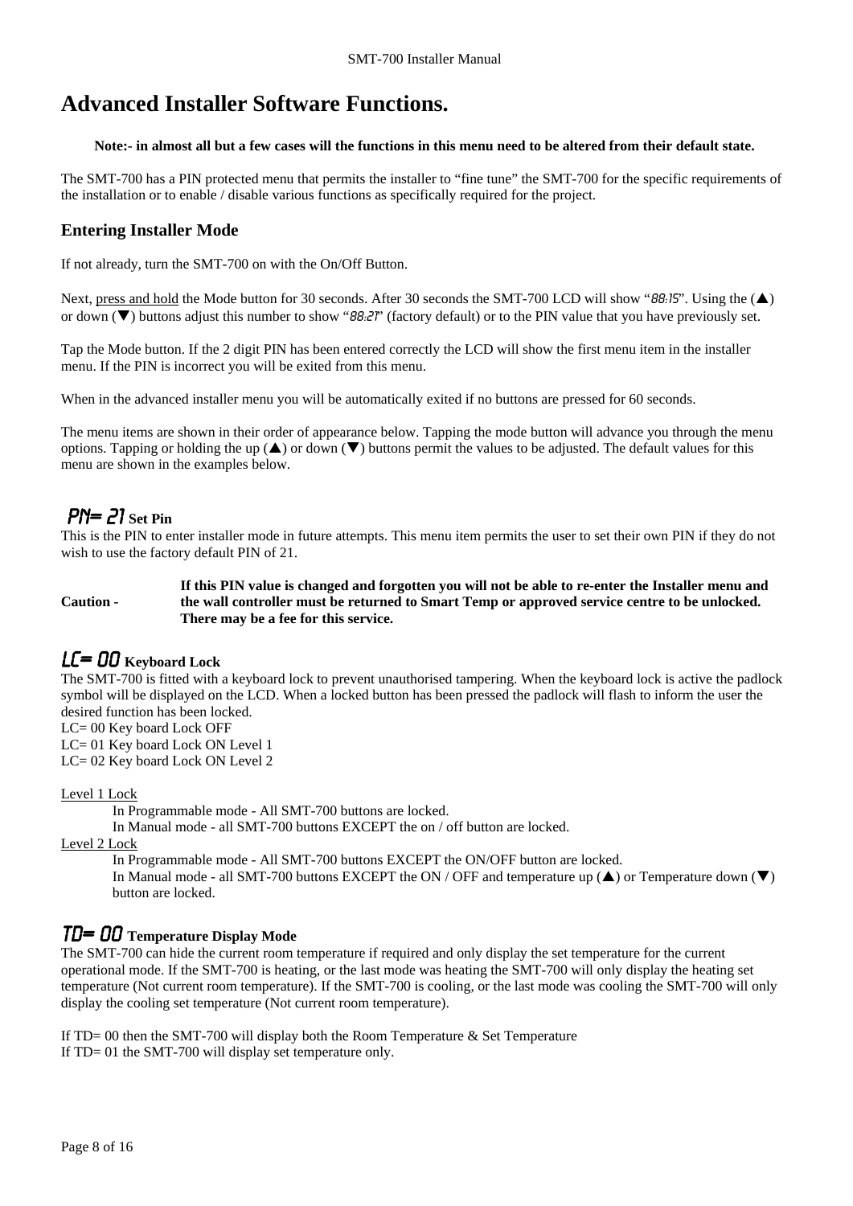# Advanced Installer Software Functions.

**Note:- in almost all but a few cases will the functions in this menu need to be altered from their default state.**

The SMT-700 has a PIN protected menu that permits the installer to “fine tune” the SMT-700 for the specific requirements of the installation or to enable / disable various functions as specifically required for the project.

## Entering Installer Mode

If not already, turn the SMT-700 on with the On/Off Button.

Next, press and hold the Mode button for 30 seconds. After 30 seconds the SMT-700 LCD will show “88:15”. Using the (▲) or down (▼) buttons adjust this number to show “88:21” (factory default) or to the PIN value that you have previously set.

Tap the Mode button. If the 2 digit PIN has been entered correctly the LCD will show the first menu item in the installer menu. If the PIN is incorrect you will be exited from this menu.

When in the advanced installer menu you will be automatically exited if no buttons are pressed for 60 seconds.

The menu items are shown in their order of appearance below. Tapping the mode button will advance you through the menu options. Tapping or holding the up (▲) or down (▼) buttons permit the values to be adjusted. The default values for this menu are shown in the examples below.

### PN= 21 Set Pin

This is the PIN to enter installer mode in future attempts. This menu item permits the user to set their own PIN if they do not wish to use the factory default PIN of 21.

**Caution -** **If this PIN value is changed and forgotten you will not be able to re-enter the Installer menu and the wall controller must be returned to Smart Temp or approved service centre to be unlocked. There may be a fee for this service.**

### LC= 00 Keyboard Lock

The SMT-700 is fitted with a keyboard lock to prevent unauthorised tampering. When the keyboard lock is active the padlock symbol will be displayed on the LCD. When a locked button has been pressed the padlock will flash to inform the user the desired function has been locked.

LC= 00 Key board Lock OFF
LC= 01 Key board Lock ON Level 1
LC= 02 Key board Lock ON Level 2

Level 1 Lock

In Programmable mode - All SMT-700 buttons are locked.
In Manual mode - all SMT-700 buttons EXCEPT the on / off button are locked.

Level 2 Lock

In Programmable mode - All SMT-700 buttons EXCEPT the ON/OFF button are locked.
In Manual mode - all SMT-700 buttons EXCEPT the ON / OFF and temperature up (▲) or Temperature down (▼) button are locked.

### TD= 00 Temperature Display Mode

The SMT-700 can hide the current room temperature if required and only display the set temperature for the current operational mode. If the SMT-700 is heating, or the last mode was heating the SMT-700 will only display the heating set temperature (Not current room temperature). If the SMT-700 is cooling, or the last mode was cooling the SMT-700 will only display the cooling set temperature (Not current room temperature).

If TD= 00 then the SMT-700 will display both the Room Temperature & Set Temperature
If TD= 01 the SMT-700 will display set temperature only.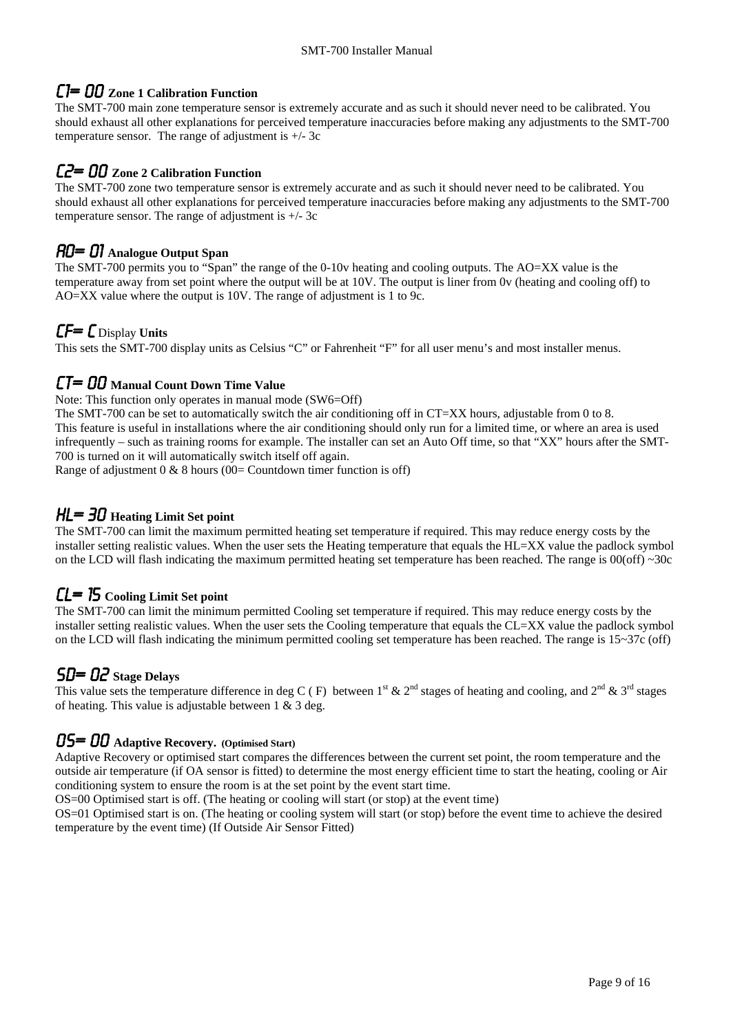### C1= 00 Zone 1 Calibration Function

The SMT-700 main zone temperature sensor is extremely accurate and as such it should never need to be calibrated. You should exhaust all other explanations for perceived temperature inaccuracies before making any adjustments to the SMT-700 temperature sensor. The range of adjustment is +/- 3c

### C2= 00 Zone 2 Calibration Function

The SMT-700 zone two temperature sensor is extremely accurate and as such it should never need to be calibrated. You should exhaust all other explanations for perceived temperature inaccuracies before making any adjustments to the SMT-700 temperature sensor. The range of adjustment is +/- 3c

### AO= 01 Analogue Output Span

The SMT-700 permits you to "Span" the range of the 0-10v heating and cooling outputs. The AO=XX value is the temperature away from set point where the output will be at 10V. The output is liner from 0v (heating and cooling off) to AO=XX value where the output is 10V. The range of adjustment is 1 to 9c.

### CF= C Display Units

This sets the SMT-700 display units as Celsius "C" or Fahrenheit "F" for all user menu's and most installer menus.

### CT= 00 Manual Count Down Time Value

Note: This function only operates in manual mode (SW6=Off)

The SMT-700 can be set to automatically switch the air conditioning off in CT=XX hours, adjustable from 0 to 8. This feature is useful in installations where the air conditioning should only run for a limited time, or where an area is used infrequently – such as training rooms for example. The installer can set an Auto Off time, so that "XX" hours after the SMT-700 is turned on it will automatically switch itself off again.

Range of adjustment 0 & 8 hours (00= Countdown timer function is off)

### HL= 30 Heating Limit Set point

The SMT-700 can limit the maximum permitted heating set temperature if required. This may reduce energy costs by the installer setting realistic values. When the user sets the Heating temperature that equals the HL=XX value the padlock symbol on the LCD will flash indicating the maximum permitted heating set temperature has been reached. The range is 00(off) ~30c

### CL= 15 Cooling Limit Set point

The SMT-700 can limit the minimum permitted Cooling set temperature if required. This may reduce energy costs by the installer setting realistic values. When the user sets the Cooling temperature that equals the CL=XX value the padlock symbol on the LCD will flash indicating the minimum permitted cooling set temperature has been reached. The range is 15~37c (off)

### SD= 02 Stage Delays

This value sets the temperature difference in deg C ( F) between 1st & 2nd stages of heating and cooling, and 2nd & 3rd stages of heating. This value is adjustable between 1 & 3 deg.

### OS= 00 Adaptive Recovery. (Optimised Start)

Adaptive Recovery or optimised start compares the differences between the current set point, the room temperature and the outside air temperature (if OA sensor is fitted) to determine the most energy efficient time to start the heating, cooling or Air conditioning system to ensure the room is at the set point by the event start time.

OS=00 Optimised start is off. (The heating or cooling will start (or stop) at the event time)

OS=01 Optimised start is on. (The heating or cooling system will start (or stop) before the event time to achieve the desired temperature by the event time) (If Outside Air Sensor Fitted)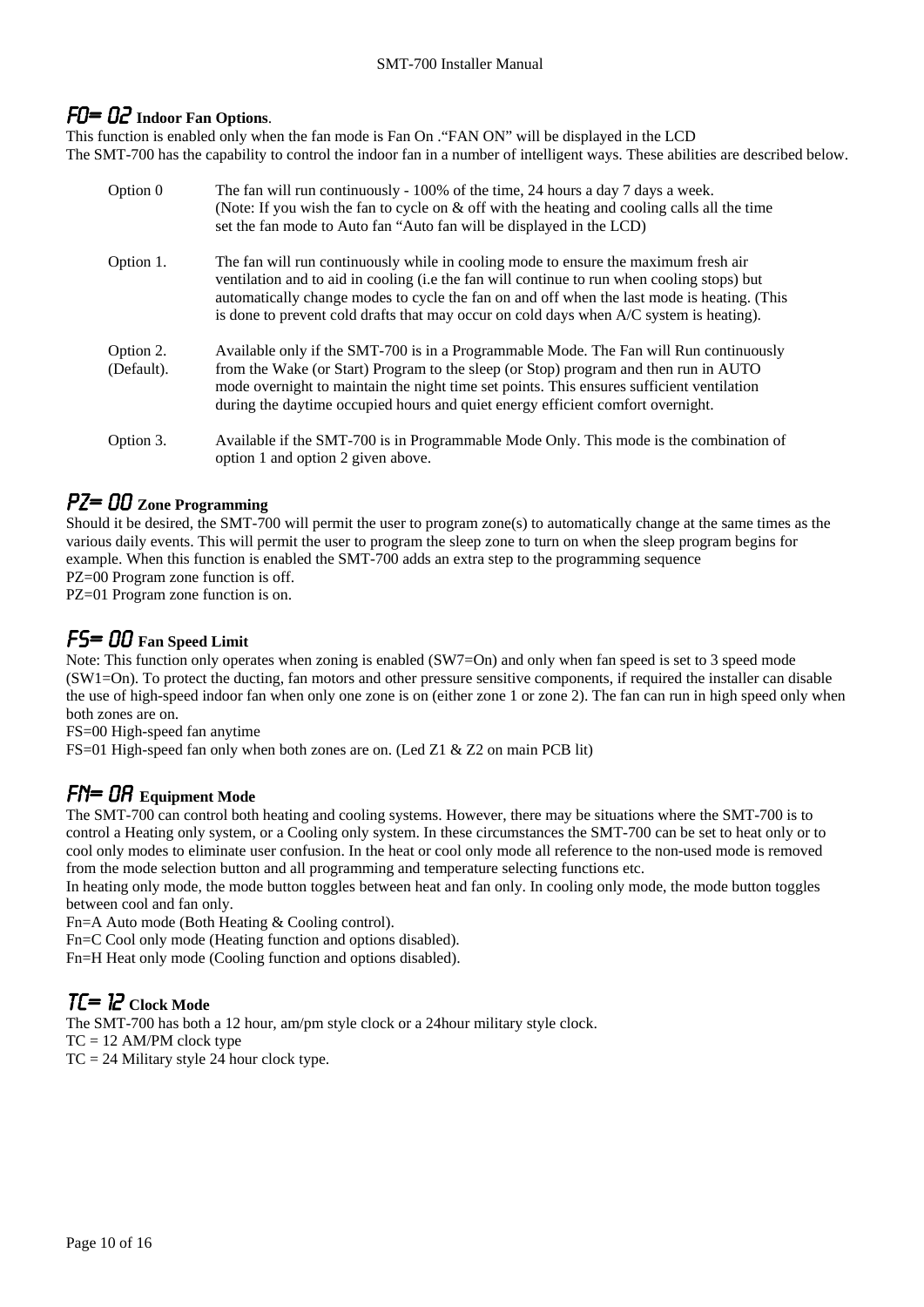## FO= 02 **Indoor Fan Options**.

This function is enabled only when the fan mode is Fan On ."FAN ON" will be displayed in the LCD
The SMT-700 has the capability to control the indoor fan in a number of intelligent ways. These abilities are described below.

| | |
|---|---|
| Option 0 | The fan will run continuously - 100% of the time, 24 hours a day 7 days a week. (Note: If you wish the fan to cycle on & off with the heating and cooling calls all the time set the fan mode to Auto fan "Auto fan will be displayed in the LCD) |
| Option 1. | The fan will run continuously while in cooling mode to ensure the maximum fresh air ventilation and to aid in cooling (i.e the fan will continue to run when cooling stops) but automatically change modes to cycle the fan on and off when the last mode is heating. (This is done to prevent cold drafts that may occur on cold days when A/C system is heating). |
| Option 2. (Default). | Available only if the SMT-700 is in a Programmable Mode. The Fan will Run continuously from the Wake (or Start) Program to the sleep (or Stop) program and then run in AUTO mode overnight to maintain the night time set points. This ensures sufficient ventilation during the daytime occupied hours and quiet energy efficient comfort overnight. |
| Option 3. | Available if the SMT-700 is in Programmable Mode Only. This mode is the combination of option 1 and option 2 given above. |

## PZ= 00 **Zone Programming**

Should it be desired, the SMT-700 will permit the user to program zone(s) to automatically change at the same times as the various daily events. This will permit the user to program the sleep zone to turn on when the sleep program begins for example. When this function is enabled the SMT-700 adds an extra step to the programming sequence
PZ=00 Program zone function is off.
PZ=01 Program zone function is on.

## FS= 00 **Fan Speed Limit**

Note: This function only operates when zoning is enabled (SW7=On) and only when fan speed is set to 3 speed mode (SW1=On). To protect the ducting, fan motors and other pressure sensitive components, if required the installer can disable the use of high-speed indoor fan when only one zone is on (either zone 1 or zone 2). The fan can run in high speed only when both zones are on.
FS=00 High-speed fan anytime
FS=01 High-speed fan only when both zones are on. (Led Z1 & Z2 on main PCB lit)

## FN= 0A **Equipment Mode**

The SMT-700 can control both heating and cooling systems. However, there may be situations where the SMT-700 is to control a Heating only system, or a Cooling only system. In these circumstances the SMT-700 can be set to heat only or to cool only modes to eliminate user confusion. In the heat or cool only mode all reference to the non-used mode is removed from the mode selection button and all programming and temperature selecting functions etc.
In heating only mode, the mode button toggles between heat and fan only. In cooling only mode, the mode button toggles between cool and fan only.
Fn=A Auto mode (Both Heating & Cooling control).
Fn=C Cool only mode (Heating function and options disabled).
Fn=H Heat only mode (Cooling function and options disabled).

## TC= 12 **Clock Mode**

The SMT-700 has both a 12 hour, am/pm style clock or a 24hour military style clock.
TC = 12 AM/PM clock type
TC = 24 Military style 24 hour clock type.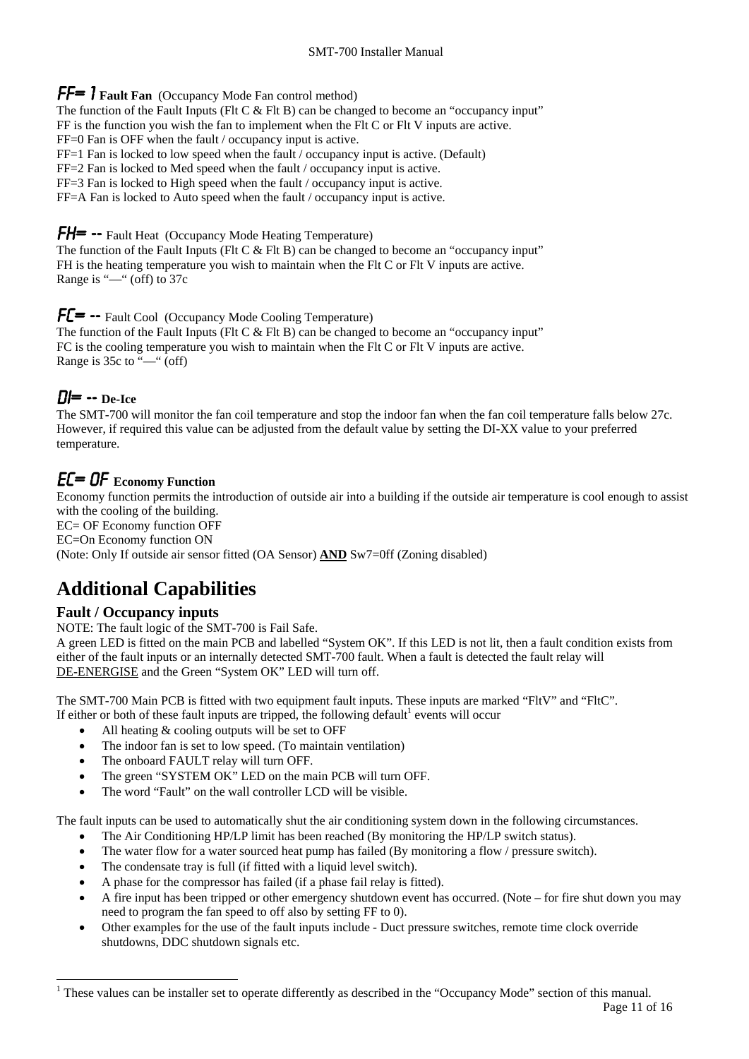### FF= 1 **Fault Fan** (Occupancy Mode Fan control method)

The function of the Fault Inputs (Flt C & Flt B) can be changed to become an "occupancy input"
FF is the function you wish the fan to implement when the Flt C or Flt V inputs are active.
FF=0 Fan is OFF when the fault / occupancy input is active.
FF=1 Fan is locked to low speed when the fault / occupancy input is active. (Default)
FF=2 Fan is locked to Med speed when the fault / occupancy input is active.
FF=3 Fan is locked to High speed when the fault / occupancy input is active.
FF=A Fan is locked to Auto speed when the fault / occupancy input is active.

### FH= -- Fault Heat (Occupancy Mode Heating Temperature)

The function of the Fault Inputs (Flt C & Flt B) can be changed to become an "occupancy input"
FH is the heating temperature you wish to maintain when the Flt C or Flt V inputs are active.
Range is "—" (off) to 37c

### FC= -- Fault Cool (Occupancy Mode Cooling Temperature)

The function of the Fault Inputs (Flt C & Flt B) can be changed to become an "occupancy input"
FC is the cooling temperature you wish to maintain when the Flt C or Flt V inputs are active.
Range is 35c to "—" (off)

### DI= -- **De-Ice**

The SMT-700 will monitor the fan coil temperature and stop the indoor fan when the fan coil temperature falls below 27c. However, if required this value can be adjusted from the default value by setting the DI-XX value to your preferred temperature.

### EC= OF **Economy Function**

Economy function permits the introduction of outside air into a building if the outside air temperature is cool enough to assist with the cooling of the building.
EC= OF Economy function OFF
EC=On Economy function ON
(Note: Only If outside air sensor fitted (OA Sensor) **AND** Sw7=0ff (Zoning disabled)

# Additional Capabilities

## Fault / Occupancy inputs

NOTE: The fault logic of the SMT-700 is Fail Safe.
A green LED is fitted on the main PCB and labelled "System OK". If this LED is not lit, then a fault condition exists from either of the fault inputs or an internally detected SMT-700 fault. When a fault is detected the fault relay will DE-ENERGISE and the Green "System OK" LED will turn off.

The SMT-700 Main PCB is fitted with two equipment fault inputs. These inputs are marked "FltV" and "FltC". If either or both of these fault inputs are tripped, the following default[1] events will occur

- All heating & cooling outputs will be set to OFF
- The indoor fan is set to low speed. (To maintain ventilation)
- The onboard FAULT relay will turn OFF.
- The green "SYSTEM OK" LED on the main PCB will turn OFF.
- The word "Fault" on the wall controller LCD will be visible.

The fault inputs can be used to automatically shut the air conditioning system down in the following circumstances.

- The Air Conditioning HP/LP limit has been reached (By monitoring the HP/LP switch status).
- The water flow for a water sourced heat pump has failed (By monitoring a flow / pressure switch).
- The condensate tray is full (if fitted with a liquid level switch).
- A phase for the compressor has failed (if a phase fail relay is fitted).
- A fire input has been tripped or other emergency shutdown event has occurred. (Note – for fire shut down you may need to program the fan speed to off also by setting FF to 0).
- Other examples for the use of the fault inputs include - Duct pressure switches, remote time clock override shutdowns, DDC shutdown signals etc.

[1] These values can be installer set to operate differently as described in the "Occupancy Mode" section of this manual.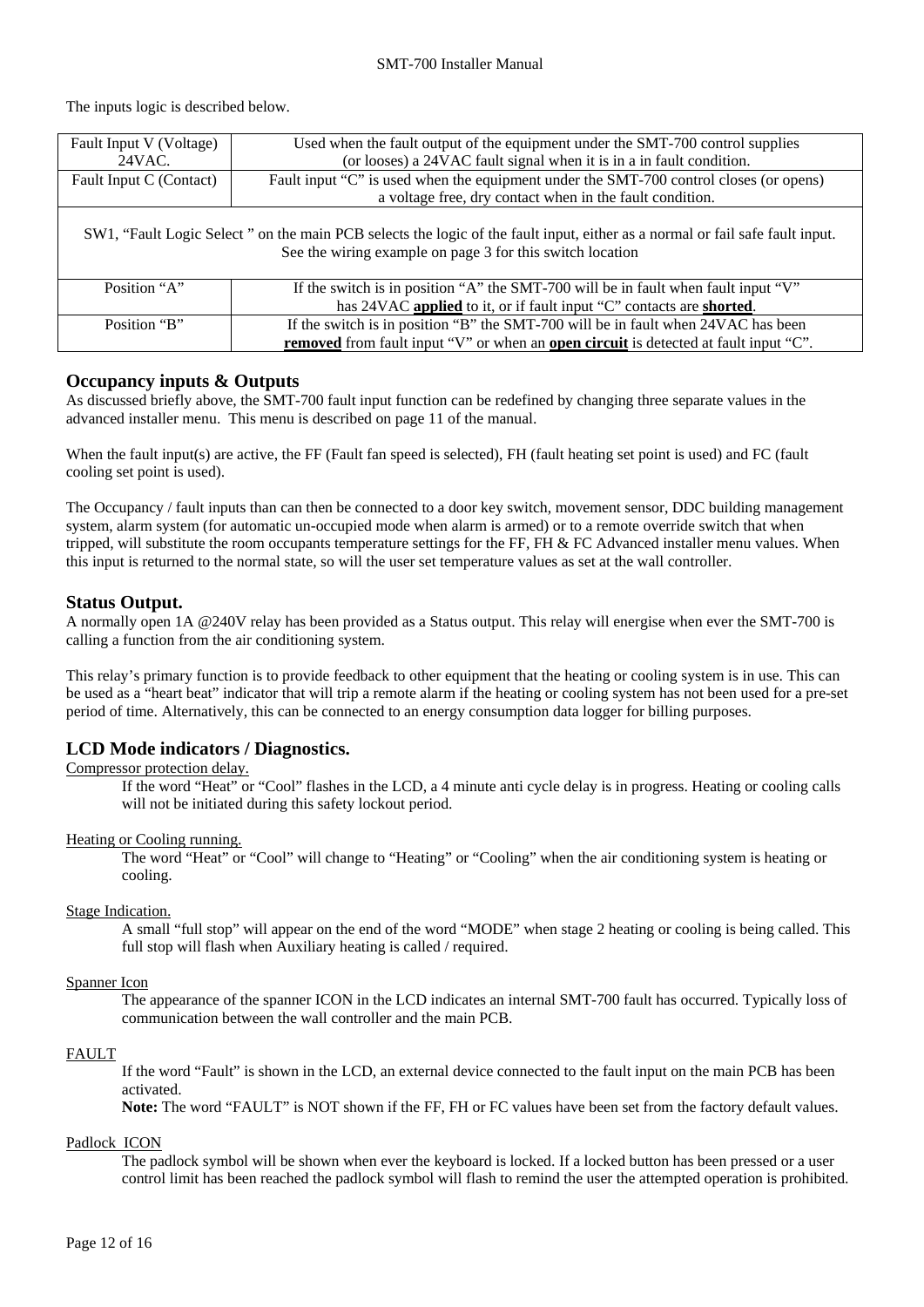The inputs logic is described below.

| Fault Input V (Voltage) 24VAC. | Used when the fault output of the equipment under the SMT-700 control supplies (or looses) a 24VAC fault signal when it is in a in fault condition. |
|---|---|
| Fault Input C (Contact) | Fault input "C" is used when the equipment under the SMT-700 control closes (or opens) a voltage free, dry contact when in the fault condition. |
| SW1, "Fault Logic Select " on the main PCB selects the logic of the fault input, either as a normal or fail safe fault input. See the wiring example on page 3 for this switch location | |
| Position "A" | If the switch is in position "A" the SMT-700 will be in fault when fault input "V" has 24VAC **applied** to it, or if fault input "C" contacts are **shorted**. |
| Position "B" | If the switch is in position "B" the SMT-700 will be in fault when 24VAC has been **removed** from fault input "V" or when an **open circuit** is detected at fault input "C". |

## Occupancy inputs & Outputs

As discussed briefly above, the SMT-700 fault input function can be redefined by changing three separate values in the advanced installer menu. This menu is described on page 11 of the manual.

When the fault input(s) are active, the FF (Fault fan speed is selected), FH (fault heating set point is used) and FC (fault cooling set point is used).

The Occupancy / fault inputs than can then be connected to a door key switch, movement sensor, DDC building management system, alarm system (for automatic un-occupied mode when alarm is armed) or to a remote override switch that when tripped, will substitute the room occupants temperature settings for the FF, FH & FC Advanced installer menu values. When this input is returned to the normal state, so will the user set temperature values as set at the wall controller.

## Status Output.

A normally open 1A @240V relay has been provided as a Status output. This relay will energise when ever the SMT-700 is calling a function from the air conditioning system.

This relay's primary function is to provide feedback to other equipment that the heating or cooling system is in use. This can be used as a "heart beat" indicator that will trip a remote alarm if the heating or cooling system has not been used for a pre-set period of time. Alternatively, this can be connected to an energy consumption data logger for billing purposes.

## LCD Mode indicators / Diagnostics.

Compressor protection delay.

If the word "Heat" or "Cool" flashes in the LCD, a 4 minute anti cycle delay is in progress. Heating or cooling calls will not be initiated during this safety lockout period.

Heating or Cooling running.

The word "Heat" or "Cool" will change to "Heating" or "Cooling" when the air conditioning system is heating or cooling.

Stage Indication.

A small "full stop" will appear on the end of the word "MODE" when stage 2 heating or cooling is being called. This full stop will flash when Auxiliary heating is called / required.

Spanner Icon

The appearance of the spanner ICON in the LCD indicates an internal SMT-700 fault has occurred. Typically loss of communication between the wall controller and the main PCB.

FAULT

If the word "Fault" is shown in the LCD, an external device connected to the fault input on the main PCB has been activated.

**Note:** The word "FAULT" is NOT shown if the FF, FH or FC values have been set from the factory default values.

Padlock ICON

The padlock symbol will be shown when ever the keyboard is locked. If a locked button has been pressed or a user control limit has been reached the padlock symbol will flash to remind the user the attempted operation is prohibited.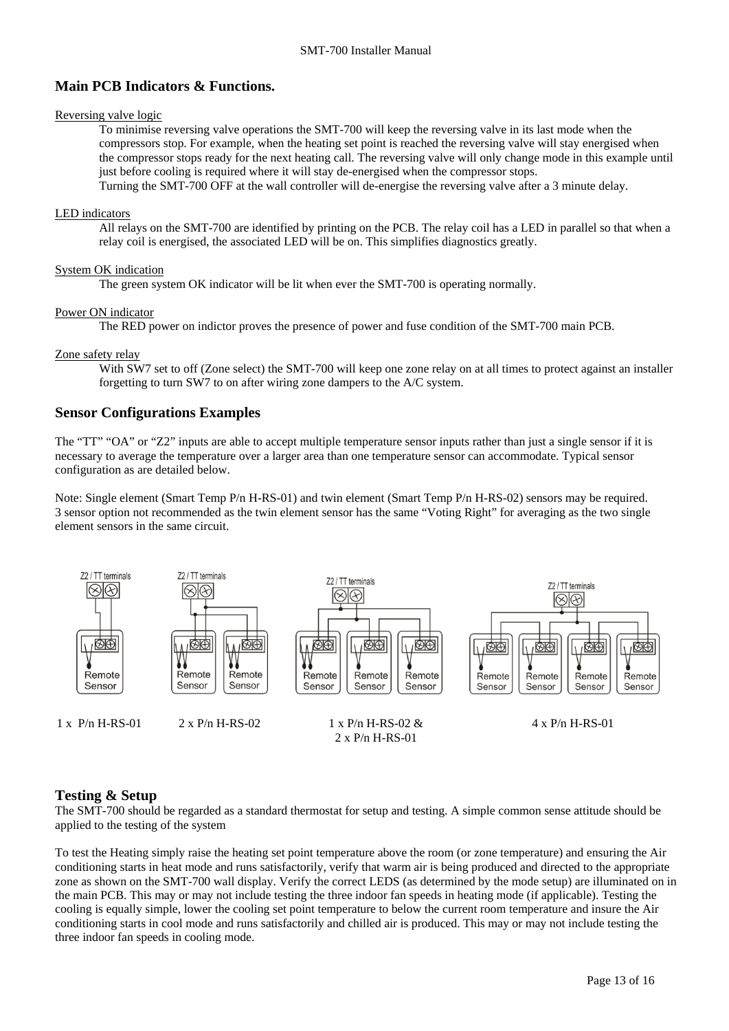## Main PCB Indicators & Functions.

Reversing valve logic

To minimise reversing valve operations the SMT-700 will keep the reversing valve in its last mode when the compressors stop. For example, when the heating set point is reached the reversing valve will stay energised when the compressor stops ready for the next heating call. The reversing valve will only change mode in this example until just before cooling is required where it will stay de-energised when the compressor stops.
Turning the SMT-700 OFF at the wall controller will de-energise the reversing valve after a 3 minute delay.

LED indicators

All relays on the SMT-700 are identified by printing on the PCB. The relay coil has a LED in parallel so that when a relay coil is energised, the associated LED will be on. This simplifies diagnostics greatly.

System OK indication

The green system OK indicator will be lit when ever the SMT-700 is operating normally.

Power ON indicator

The RED power on indictor proves the presence of power and fuse condition of the SMT-700 main PCB.

Zone safety relay

With SW7 set to off (Zone select) the SMT-700 will keep one zone relay on at all times to protect against an installer forgetting to turn SW7 to on after wiring zone dampers to the A/C system.

## Sensor Configurations Examples

The "TT" "OA" or "Z2" inputs are able to accept multiple temperature sensor inputs rather than just a single sensor if it is necessary to average the temperature over a larger area than one temperature sensor can accommodate. Typical sensor configuration as are detailed below.

Note: Single element (Smart Temp P/n H-RS-01) and twin element (Smart Temp P/n H-RS-02) sensors may be required.
3 sensor option not recommended as the twin element sensor has the same "Voting Right" for averaging as the two single element sensors in the same circuit.

Z2 / TT terminals — Remote Sensor

1 x P/n H-RS-01

2 x P/n H-RS-02

1 x P/n H-RS-02 & 2 x P/n H-RS-01

4 x P/n H-RS-01

## Testing & Setup

The SMT-700 should be regarded as a standard thermostat for setup and testing. A simple common sense attitude should be applied to the testing of the system

To test the Heating simply raise the heating set point temperature above the room (or zone temperature) and ensuring the Air conditioning starts in heat mode and runs satisfactorily, verify that warm air is being produced and directed to the appropriate zone as shown on the SMT-700 wall display. Verify the correct LEDS (as determined by the mode setup) are illuminated on in the main PCB. This may or may not include testing the three indoor fan speeds in heating mode (if applicable). Testing the cooling is equally simple, lower the cooling set point temperature to below the current room temperature and insure the Air conditioning starts in cool mode and runs satisfactorily and chilled air is produced. This may or may not include testing the three indoor fan speeds in cooling mode.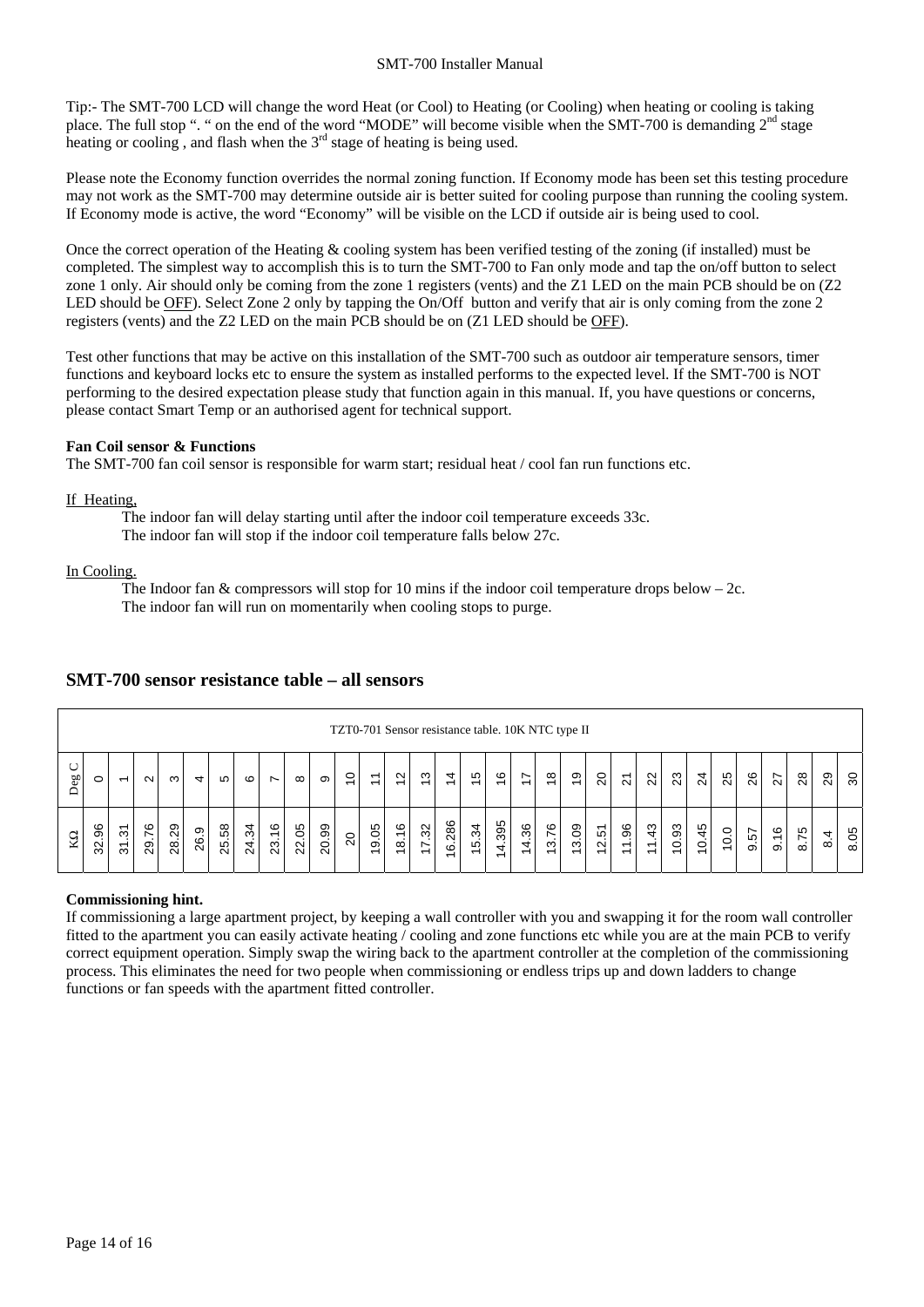Tip:- The SMT-700 LCD will change the word Heat (or Cool) to Heating (or Cooling) when heating or cooling is taking place. The full stop ". " on the end of the word "MODE" will become visible when the SMT-700 is demanding 2nd stage heating or cooling , and flash when the 3rd stage of heating is being used.

Please note the Economy function overrides the normal zoning function. If Economy mode has been set this testing procedure may not work as the SMT-700 may determine outside air is better suited for cooling purpose than running the cooling system. If Economy mode is active, the word "Economy" will be visible on the LCD if outside air is being used to cool.

Once the correct operation of the Heating & cooling system has been verified testing of the zoning (if installed) must be completed. The simplest way to accomplish this is to turn the SMT-700 to Fan only mode and tap the on/off button to select zone 1 only. Air should only be coming from the zone 1 registers (vents) and the Z1 LED on the main PCB should be on (Z2 LED should be OFF). Select Zone 2 only by tapping the On/Off button and verify that air is only coming from the zone 2 registers (vents) and the Z2 LED on the main PCB should be on (Z1 LED should be OFF).

Test other functions that may be active on this installation of the SMT-700 such as outdoor air temperature sensors, timer functions and keyboard locks etc to ensure the system as installed performs to the expected level. If the SMT-700 is NOT performing to the desired expectation please study that function again in this manual. If, you have questions or concerns, please contact Smart Temp or an authorised agent for technical support.

**Fan Coil sensor & Functions**
The SMT-700 fan coil sensor is responsible for warm start; residual heat / cool fan run functions etc.

If Heating,

The indoor fan will delay starting until after the indoor coil temperature exceeds 33c.
The indoor fan will stop if the indoor coil temperature falls below 27c.

In Cooling.

The Indoor fan & compressors will stop for 10 mins if the indoor coil temperature drops below – 2c.
The indoor fan will run on momentarily when cooling stops to purge.

## SMT-700 sensor resistance table – all sensors

TZT0-701 Sensor resistance table. 10K NTC type II

| Deg C | KΩ |
|---|---|
| 0 | 32.96 |
| 1 | 31.31 |
| 2 | 29.76 |
| 3 | 28.29 |
| 4 | 26.9 |
| 5 | 25.58 |
| 6 | 24.34 |
| 7 | 23.16 |
| 8 | 22.05 |
| 9 | 20.99 |
| 10 | 20 |
| 11 | 19.05 |
| 12 | 18.16 |
| 13 | 17.32 |
| 14 | 16.286 |
| 15 | 15.34 |
| 16 | 14.395 |
| 17 | 14.36 |
| 18 | 13.76 |
| 19 | 13.09 |
| 20 | 12.51 |
| 21 | 11.96 |
| 22 | 11.43 |
| 23 | 10.93 |
| 24 | 10.45 |
| 25 | 10.0 |
| 26 | 9.57 |
| 27 | 9.16 |
| 28 | 8.75 |
| 29 | 8.4 |
| 30 | 8.05 |

**Commissioning hint.**
If commissioning a large apartment project, by keeping a wall controller with you and swapping it for the room wall controller fitted to the apartment you can easily activate heating / cooling and zone functions etc while you are at the main PCB to verify correct equipment operation. Simply swap the wiring back to the apartment controller at the completion of the commissioning process. This eliminates the need for two people when commissioning or endless trips up and down ladders to change functions or fan speeds with the apartment fitted controller.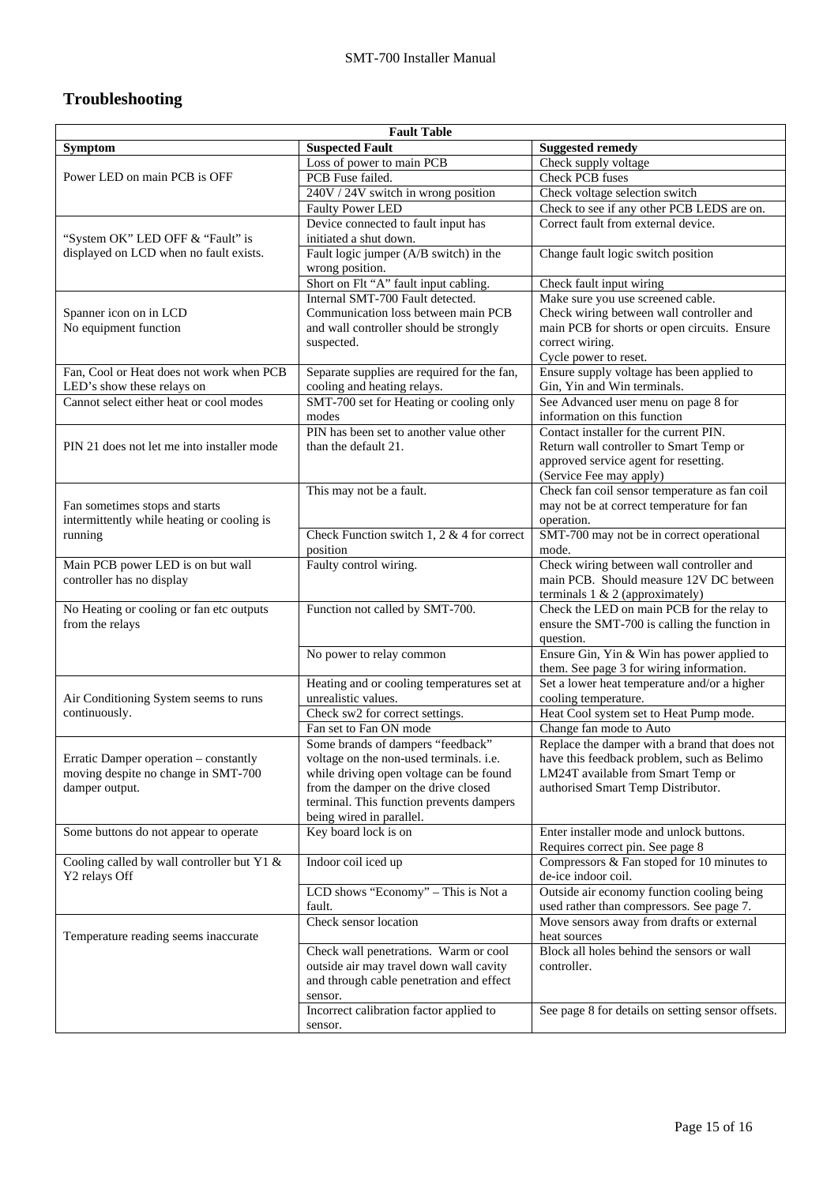## Troubleshooting

| Fault Table | | |
|---|---|---|
| **Symptom** | **Suspected Fault** | **Suggested remedy** |
| Power LED on main PCB is OFF | Loss of power to main PCB | Check supply voltage |
| | PCB Fuse failed. | Check PCB fuses |
| | 240V / 24V switch in wrong position | Check voltage selection switch |
| | Faulty Power LED | Check to see if any other PCB LEDS are on. |
| "System OK" LED OFF & "Fault" is displayed on LCD when no fault exists. | Device connected to fault input has initiated a shut down. | Correct fault from external device. |
| | Fault logic jumper (A/B switch) in the wrong position. | Change fault logic switch position |
| | Short on Flt "A" fault input cabling. | Check fault input wiring |
| Spanner icon on in LCD<br>No equipment function | Internal SMT-700 Fault detected. Communication loss between main PCB and wall controller should be strongly suspected. | Make sure you use screened cable.<br>Check wiring between wall controller and main PCB for shorts or open circuits. Ensure correct wiring.<br>Cycle power to reset. |
| Fan, Cool or Heat does not work when PCB LED's show these relays on | Separate supplies are required for the fan, cooling and heating relays. | Ensure supply voltage has been applied to Gin, Yin and Win terminals. |
| Cannot select either heat or cool modes | SMT-700 set for Heating or cooling only modes | See Advanced user menu on page 8 for information on this function |
| PIN 21 does not let me into installer mode | PIN has been set to another value other than the default 21. | Contact installer for the current PIN.<br>Return wall controller to Smart Temp or approved service agent for resetting.<br>(Service Fee may apply) |
| Fan sometimes stops and starts intermittently while heating or cooling is running | This may not be a fault. | Check fan coil sensor temperature as fan coil may not be at correct temperature for fan operation. |
| | Check Function switch 1, 2 & 4 for correct position | SMT-700 may not be in correct operational mode. |
| Main PCB power LED is on but wall controller has no display | Faulty control wiring. | Check wiring between wall controller and main PCB. Should measure 12V DC between terminals 1 & 2 (approximately) |
| No Heating or cooling or fan etc outputs from the relays | Function not called by SMT-700. | Check the LED on main PCB for the relay to ensure the SMT-700 is calling the function in question. |
| | No power to relay common | Ensure Gin, Yin & Win has power applied to them. See page 3 for wiring information. |
| Air Conditioning System seems to runs continuously. | Heating and or cooling temperatures set at unrealistic values. | Set a lower heat temperature and/or a higher cooling temperature. |
| | Check sw2 for correct settings. | Heat Cool system set to Heat Pump mode. |
| | Fan set to Fan ON mode | Change fan mode to Auto |
| Erratic Damper operation – constantly moving despite no change in SMT-700 damper output. | Some brands of dampers "feedback" voltage on the non-used terminals. i.e. while driving open voltage can be found from the damper on the drive closed terminal. This function prevents dampers being wired in parallel. | Replace the damper with a brand that does not have this feedback problem, such as Belimo LM24T available from Smart Temp or authorised Smart Temp Distributor. |
| Some buttons do not appear to operate | Key board lock is on | Enter installer mode and unlock buttons. Requires correct pin. See page 8 |
| Cooling called by wall controller but Y1 & Y2 relays Off | Indoor coil iced up | Compressors & Fan stoped for 10 minutes to de-ice indoor coil. |
| | LCD shows "Economy" – This is Not a fault. | Outside air economy function cooling being used rather than compressors. See page 7. |
| Temperature reading seems inaccurate | Check sensor location | Move sensors away from drafts or external heat sources |
| | Check wall penetrations. Warm or cool outside air may travel down wall cavity and through cable penetration and effect sensor. | Block all holes behind the sensors or wall controller. |
| | Incorrect calibration factor applied to sensor. | See page 8 for details on setting sensor offsets. |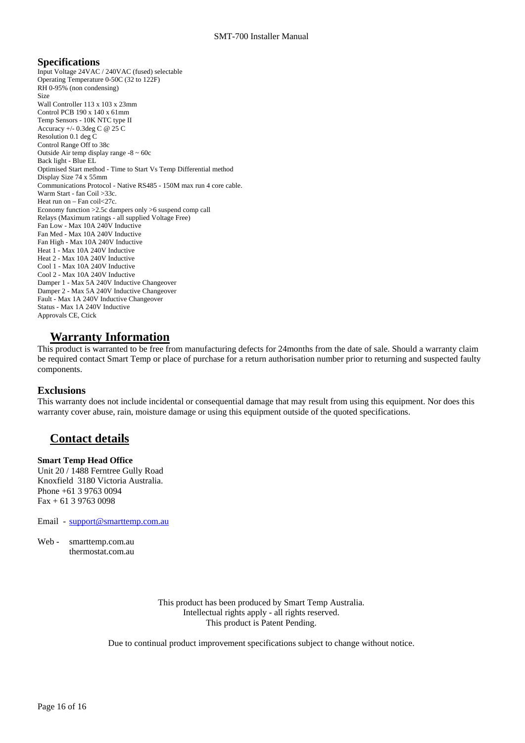## Specifications

Input Voltage 24VAC / 240VAC (fused) selectable
Operating Temperature 0-50C (32 to 122F)
RH 0-95% (non condensing)
Size
Wall Controller 113 x 103 x 23mm
Control PCB 190 x 140 x 61mm
Temp Sensors - 10K NTC type II
Accuracy +/- 0.3deg C @ 25 C
Resolution 0.1 deg C
Control Range Off to 38c
Outside Air temp display range -8 ~ 60c
Back light - Blue EL
Optimised Start method - Time to Start Vs Temp Differential method
Display Size 74 x 55mm
Communications Protocol - Native RS485 - 150M max run 4 core cable.
Warm Start - fan Coil >33c.
Heat run on – Fan coil<27c.
Economy function >2.5c dampers only >6 suspend comp call
Relays (Maximum ratings - all supplied Voltage Free)
Fan Low - Max 10A 240V Inductive
Fan Med - Max 10A 240V Inductive
Fan High - Max 10A 240V Inductive
Heat 1 - Max 10A 240V Inductive
Heat 2 - Max 10A 240V Inductive
Cool 1 - Max 10A 240V Inductive
Cool 2 - Max 10A 240V Inductive
Damper 1 - Max 5A 240V Inductive Changeover
Damper 2 - Max 5A 240V Inductive Changeover
Fault - Max 1A 240V Inductive Changeover
Status - Max 1A 240V Inductive
Approvals CE, Ctick

## Warranty Information

This product is warranted to be free from manufacturing defects for 24months from the date of sale. Should a warranty claim be required contact Smart Temp or place of purchase for a return authorisation number prior to returning and suspected faulty components.

### Exclusions

This warranty does not include incidental or consequential damage that may result from using this equipment. Nor does this warranty cover abuse, rain, moisture damage or using this equipment outside of the quoted specifications.

## Contact details

**Smart Temp Head Office**
Unit 20 / 1488 Ferntree Gully Road
Knoxfield 3180 Victoria Australia.
Phone +61 3 9763 0094
Fax + 61 3 9763 0098

Email - support@smarttemp.com.au

Web - smarttemp.com.au
thermostat.com.au

This product has been produced by Smart Temp Australia.
Intellectual rights apply - all rights reserved.
This product is Patent Pending.

Due to continual product improvement specifications subject to change without notice.